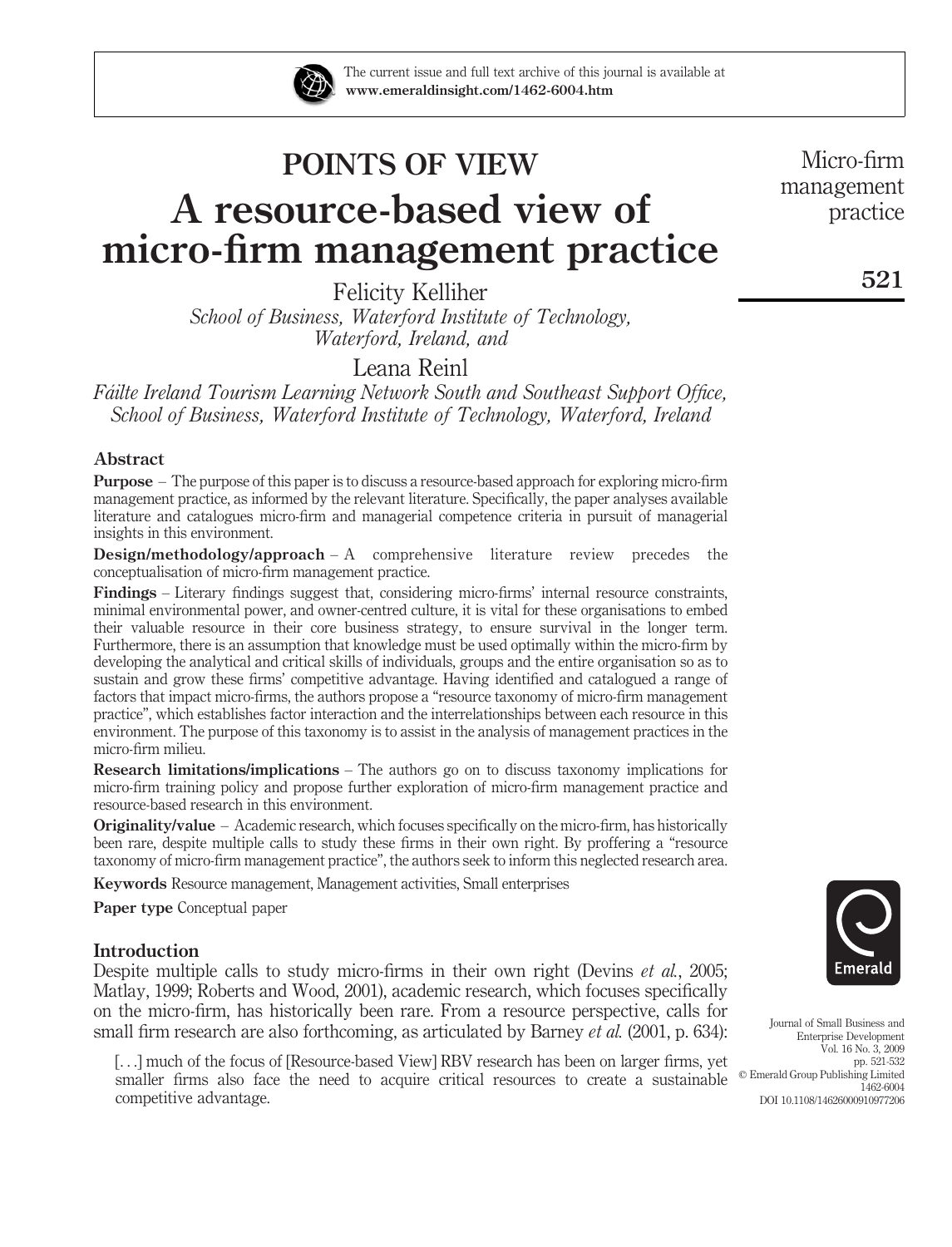# POINTS OF VIEW

# A resource-based view of micro-firm management practice

Felicity Kelliher

*School of Business, Waterford Institute of Technology, Waterford, Ireland, and*

Leana Reinl

*Fáilte Ireland Tourism Learning Network South and Southeast Support Office, School of Business, Waterford Institute of Technology, Waterford, Ireland*

## Abstract

**Purpose** – The purpose of this paper is to discuss a resource-based approach for exploring micro-firm management practice, as informed by the relevant literature. Specifically, the paper analyses available literature and catalogues micro-firm and managerial competence criteria in pursuit of managerial insights in this environment.

**Design/methodology/approach** – A comprehensive literature review precedes the conceptualisation of micro-firm management practice.

**Findings** – Literary findings suggest that, considering micro-firms' internal resource constraints, minimal environmental power, and owner-centred culture, it is vital for these organisations to embed their valuable resource in their core business strategy, to ensure survival in the longer term. Furthermore, there is an assumption that knowledge must be used optimally within the micro-firm by developing the analytical and critical skills of individuals, groups and the entire organisation so as to sustain and grow these firms' competitive advantage. Having identified and catalogued a range of factors that impact micro-firms, the authors propose a "resource taxonomy of micro-firm management practice", which establishes factor interaction and the interrelationships between each resource in this environment. The purpose of this taxonomy is to assist in the analysis of management practices in the micro-firm milieu.

**Research limitations/implications** – The authors go on to discuss taxonomy implications for micro-firm training policy and propose further exploration of micro-firm management practice and resource-based research in this environment.

**Originality/value** – Academic research, which focuses specifically on the micro-firm, has historically been rare, despite multiple calls to study these firms in their own right. By proffering a "resource taxonomy of micro-firm management practice", the authors seek to inform this neglected research area.

**Keywords** Resource management, Management activities, Small enterprises

**Paper type** Conceptual paper

## Introduction

Despite multiple calls to study micro-firms in their own right (Devins *et al.*, 2005; Matlay, 1999; Roberts and Wood, 2001), academic research, which focuses specifically on the micro-firm, has historically been rare. From a resource perspective, calls for small firm research are also forthcoming, as articulated by Barney *et al.* (2001, p. 634):

> [...] much of the focus of [Resource-based View] RBV research has been on larger firms, yet smaller firms also face the need to acquire critical resources to create a sustainable competitive advantage.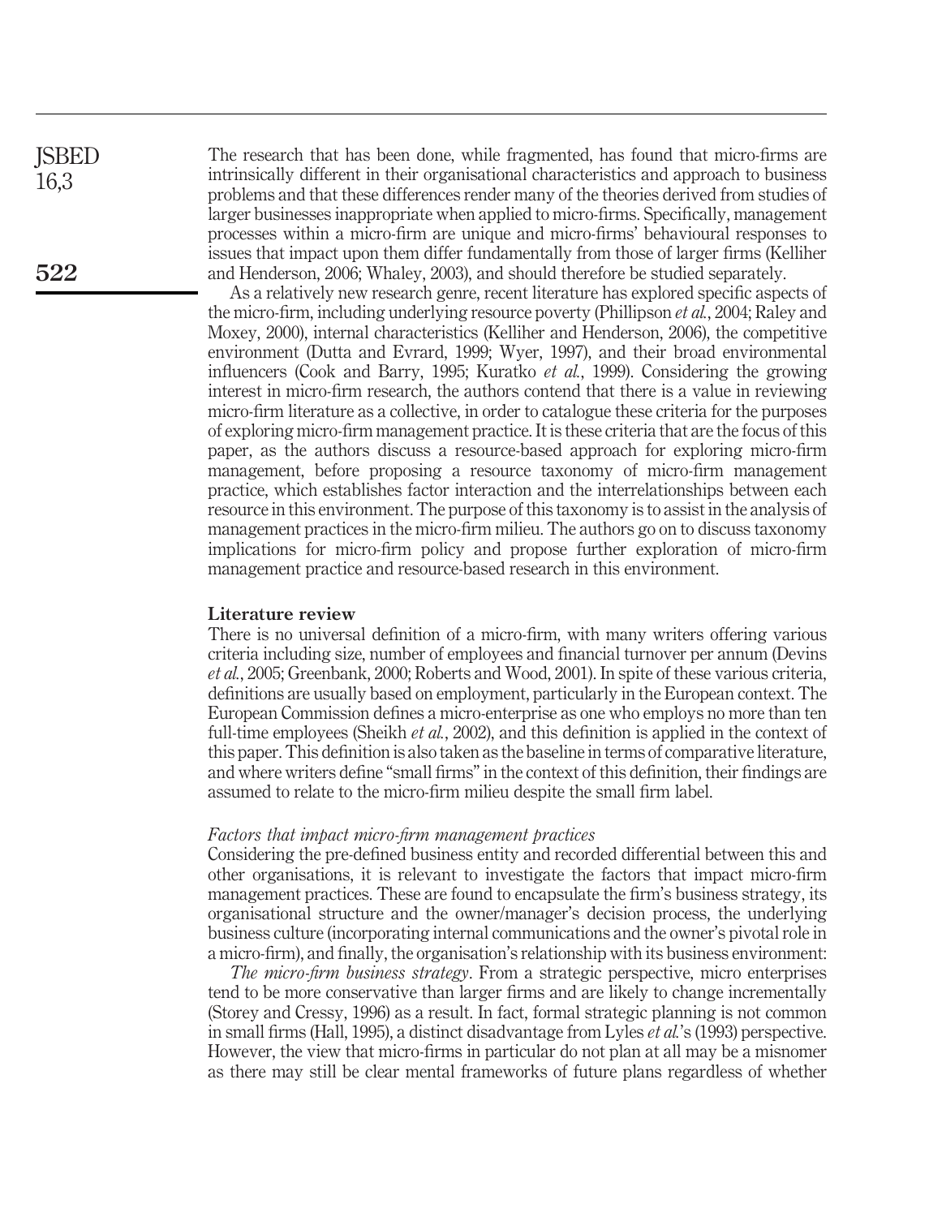The research that has been done, while fragmented, has found that micro-firms are intrinsically different in their organisational characteristics and approach to business problems and that these differences render many of the theories derived from studies of larger businesses inappropriate when applied to micro-firms. Specifically, management processes within a micro-firm are unique and micro-firms' behavioural responses to issues that impact upon them differ fundamentally from those of larger firms (Kelliher and Henderson, 2006; Whaley, 2003), and should therefore be studied separately.

As a relatively new research genre, recent literature has explored specific aspects of the micro-firm, including underlying resource poverty (Phillipson *et al.*, 2004; Raley and Moxey, 2000), internal characteristics (Kelliher and Henderson, 2006), the competitive environment (Dutta and Evrard, 1999; Wyer, 1997), and their broad environmental influencers (Cook and Barry, 1995; Kuratko *et al.*, 1999). Considering the growing interest in micro-firm research, the authors contend that there is a value in reviewing micro-firm literature as a collective, in order to catalogue these criteria for the purposes of exploring micro-firm management practice. It is these criteria that are the focus of this paper, as the authors discuss a resource-based approach for exploring micro-firm management, before proposing a resource taxonomy of micro-firm management practice, which establishes factor interaction and the interrelationships between each resource in this environment. The purpose of this taxonomy is to assist in the analysis of management practices in the micro-firm milieu. The authors go on to discuss taxonomy implications for micro-firm policy and propose further exploration of micro-firm management practice and resource-based research in this environment.

## Literature review

There is no universal definition of a micro-firm, with many writers offering various criteria including size, number of employees and financial turnover per annum (Devins *et al.*, 2005; Greenbank, 2000; Roberts and Wood, 2001). In spite of these various criteria, definitions are usually based on employment, particularly in the European context. The European Commission defines a micro-enterprise as one who employs no more than ten full-time employees (Sheikh *et al.*, 2002), and this definition is applied in the context of this paper. This definition is also taken as the baseline in terms of comparative literature, and where writers define "small firms" in the context of this definition, their findings are assumed to relate to the micro-firm milieu despite the small firm label.

### *Factors that impact micro-firm management practices*

Considering the pre-defined business entity and recorded differential between this and other organisations, it is relevant to investigate the factors that impact micro-firm management practices. These are found to encapsulate the firm's business strategy, its organisational structure and the owner/manager's decision process, the underlying business culture (incorporating internal communications and the owner's pivotal role in a micro-firm), and finally, the organisation's relationship with its business environment:

*The micro-firm business strategy*. From a strategic perspective, micro enterprises tend to be more conservative than larger firms and are likely to change incrementally (Storey and Cressy, 1996) as a result. In fact, formal strategic planning is not common in small firms (Hall, 1995), a distinct disadvantage from Lyles *et al.*'s (1993) perspective. However, the view that micro-firms in particular do not plan at all may be a misnomer as there may still be clear mental frameworks of future plans regardless of whether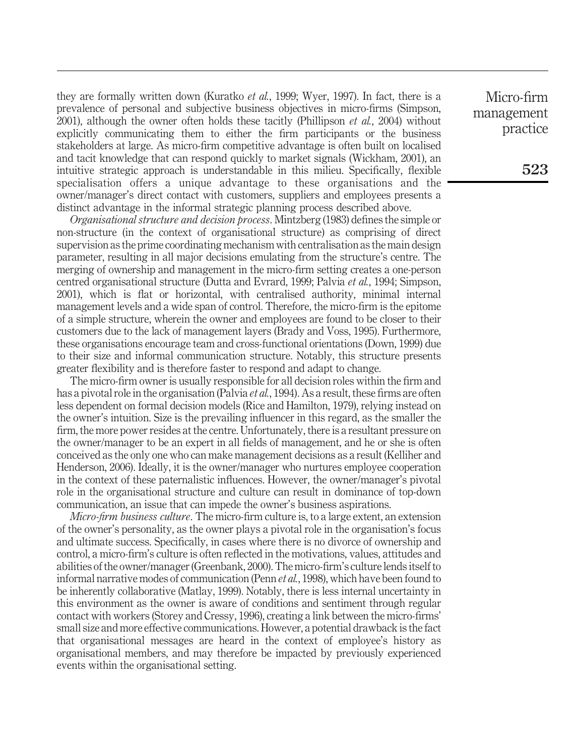they are formally written down (Kuratko *et al.*, 1999; Wyer, 1997). In fact, there is a prevalence of personal and subjective business objectives in micro-firms (Simpson, 2001), although the owner often holds these tacitly (Phillipson *et al.*, 2004) without explicitly communicating them to either the firm participants or the business stakeholders at large. As micro-firm competitive advantage is often built on localised and tacit knowledge that can respond quickly to market signals (Wickham, 2001), an intuitive strategic approach is understandable in this milieu. Specifically, flexible specialisation offers a unique advantage to these organisations and the owner/manager's direct contact with customers, suppliers and employees presents a distinct advantage in the informal strategic planning process described above.

*Organisational structure and decision process*. Mintzberg (1983) defines the simple or non-structure (in the context of organisational structure) as comprising of direct supervision as the prime coordinating mechanism with centralisation as the main design parameter, resulting in all major decisions emulating from the structure's centre. The merging of ownership and management in the micro-firm setting creates a one-person centred organisational structure (Dutta and Evrard, 1999; Palvia *et al.*, 1994; Simpson, 2001), which is flat or horizontal, with centralised authority, minimal internal management levels and a wide span of control. Therefore, the micro-firm is the epitome of a simple structure, wherein the owner and employees are found to be closer to their customers due to the lack of management layers (Brady and Voss, 1995). Furthermore, these organisations encourage team and cross-functional orientations (Down, 1999) due to their size and informal communication structure. Notably, this structure presents greater flexibility and is therefore faster to respond and adapt to change.

The micro-firm owner is usually responsible for all decision roles within the firm and has a pivotal role in the organisation (Palvia *et al.*, 1994). As a result, these firms are often less dependent on formal decision models (Rice and Hamilton, 1979), relying instead on the owner's intuition. Size is the prevailing influencer in this regard, as the smaller the firm, the more power resides at the centre. Unfortunately, there is a resultant pressure on the owner/manager to be an expert in all fields of management, and he or she is often conceived as the only one who can make management decisions as a result (Kelliher and Henderson, 2006). Ideally, it is the owner/manager who nurtures employee cooperation in the context of these paternalistic influences. However, the owner/manager's pivotal role in the organisational structure and culture can result in dominance of top-down communication, an issue that can impede the owner's business aspirations.

*Micro-firm business culture*. The micro-firm culture is, to a large extent, an extension of the owner's personality, as the owner plays a pivotal role in the organisation's focus and ultimate success. Specifically, in cases where there is no divorce of ownership and control, a micro-firm's culture is often reflected in the motivations, values, attitudes and abilities of the owner/manager (Greenbank, 2000). The micro-firm's culture lends itself to informal narrative modes of communication (Penn *et al.*, 1998), which have been found to be inherently collaborative (Matlay, 1999). Notably, there is less internal uncertainty in this environment as the owner is aware of conditions and sentiment through regular contact with workers (Storey and Cressy, 1996), creating a link between the micro-firms' small size and more effective communications. However, a potential drawback is the fact that organisational messages are heard in the context of employee's history as organisational members, and may therefore be impacted by previously experienced events within the organisational setting.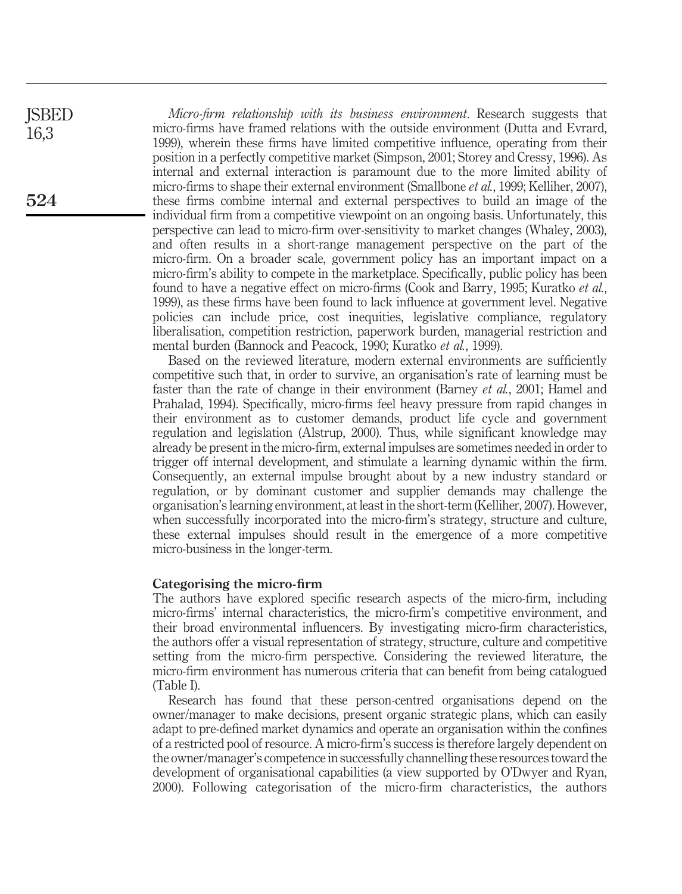*Micro-firm relationship with its business environment*. Research suggests that micro-firms have framed relations with the outside environment (Dutta and Evrard, 1999), wherein these firms have limited competitive influence, operating from their position in a perfectly competitive market (Simpson, 2001; Storey and Cressy, 1996). As internal and external interaction is paramount due to the more limited ability of micro-firms to shape their external environment (Smallbone *et al.*, 1999; Kelliher, 2007), these firms combine internal and external perspectives to build an image of the individual firm from a competitive viewpoint on an ongoing basis. Unfortunately, this perspective can lead to micro-firm over-sensitivity to market changes (Whaley, 2003), and often results in a short-range management perspective on the part of the micro-firm. On a broader scale, government policy has an important impact on a micro-firm's ability to compete in the marketplace. Specifically, public policy has been found to have a negative effect on micro-firms (Cook and Barry, 1995; Kuratko *et al.*, 1999), as these firms have been found to lack influence at government level. Negative policies can include price, cost inequities, legislative compliance, regulatory liberalisation, competition restriction, paperwork burden, managerial restriction and mental burden (Bannock and Peacock, 1990; Kuratko *et al.*, 1999).

Based on the reviewed literature, modern external environments are sufficiently competitive such that, in order to survive, an organisation's rate of learning must be faster than the rate of change in their environment (Barney *et al.*, 2001; Hamel and Prahalad, 1994). Specifically, micro-firms feel heavy pressure from rapid changes in their environment as to customer demands, product life cycle and government regulation and legislation (Alstrup, 2000). Thus, while significant knowledge may already be present in the micro-firm, external impulses are sometimes needed in order to trigger off internal development, and stimulate a learning dynamic within the firm. Consequently, an external impulse brought about by a new industry standard or regulation, or by dominant customer and supplier demands may challenge the organisation's learning environment, at least in the short-term (Kelliher, 2007). However, when successfully incorporated into the micro-firm's strategy, structure and culture, these external impulses should result in the emergence of a more competitive micro-business in the longer-term.

## Categorising the micro-firm

The authors have explored specific research aspects of the micro-firm, including micro-firms' internal characteristics, the micro-firm's competitive environment, and their broad environmental influencers. By investigating micro-firm characteristics, the authors offer a visual representation of strategy, structure, culture and competitive setting from the micro-firm perspective. Considering the reviewed literature, the micro-firm environment has numerous criteria that can benefit from being catalogued (Table I).

Research has found that these person-centred organisations depend on the owner/manager to make decisions, present organic strategic plans, which can easily adapt to pre-defined market dynamics and operate an organisation within the confines of a restricted pool of resource. A micro-firm's success is therefore largely dependent on the owner/manager's competence in successfully channelling these resources toward the development of organisational capabilities (a view supported by O'Dwyer and Ryan, 2000). Following categorisation of the micro-firm characteristics, the authors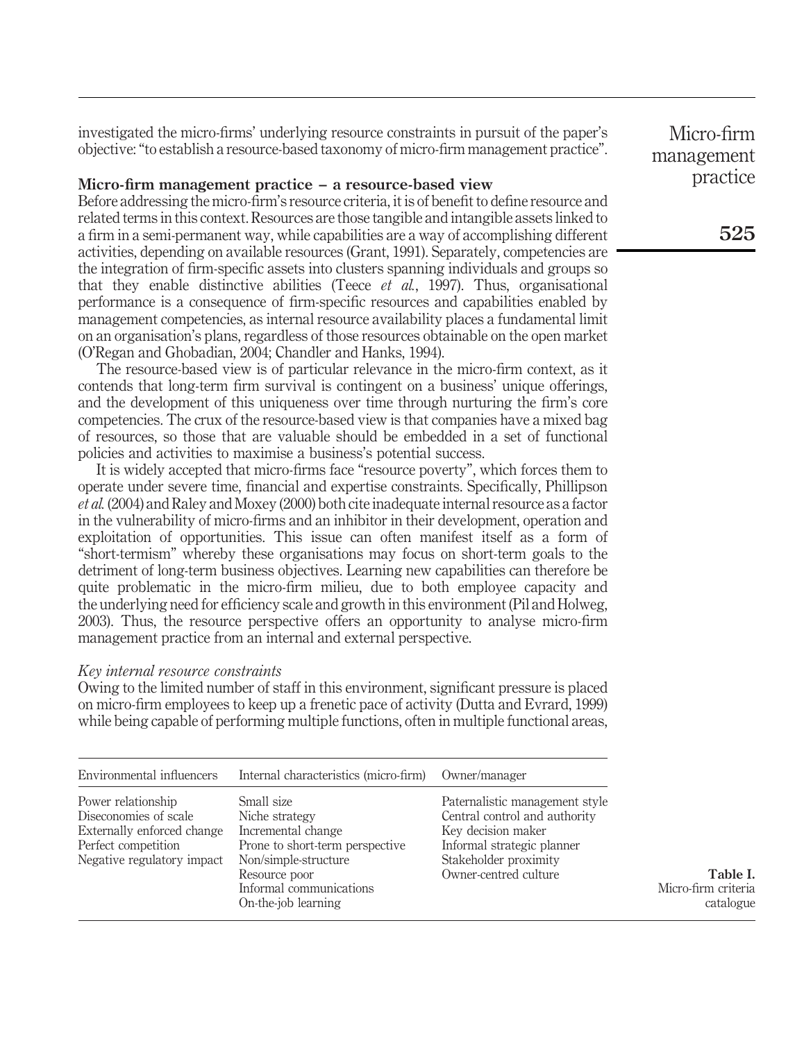investigated the micro-firms' underlying resource constraints in pursuit of the paper's objective: "to establish a resource-based taxonomy of micro-firm management practice".

## Micro-firm management practice – a resource-based view

Before addressing the micro-firm's resource criteria, it is of benefit to define resource and related terms in this context. Resources are those tangible and intangible assets linked to a firm in a semi-permanent way, while capabilities are a way of accomplishing different activities, depending on available resources (Grant, 1991). Separately, competencies are the integration of firm-specific assets into clusters spanning individuals and groups so that they enable distinctive abilities (Teece *et al.*, 1997). Thus, organisational performance is a consequence of firm-specific resources and capabilities enabled by management competencies, as internal resource availability places a fundamental limit on an organisation's plans, regardless of those resources obtainable on the open market (O'Regan and Ghobadian, 2004; Chandler and Hanks, 1994).

The resource-based view is of particular relevance in the micro-firm context, as it contends that long-term firm survival is contingent on a business' unique offerings, and the development of this uniqueness over time through nurturing the firm's core competencies. The crux of the resource-based view is that companies have a mixed bag of resources, so those that are valuable should be embedded in a set of functional policies and activities to maximise a business's potential success.

It is widely accepted that micro-firms face "resource poverty", which forces them to operate under severe time, financial and expertise constraints. Specifically, Phillipson *et al.* (2004) and Raley and Moxey (2000) both cite inadequate internal resource as a factor in the vulnerability of micro-firms and an inhibitor in their development, operation and exploitation of opportunities. This issue can often manifest itself as a form of "short-termism" whereby these organisations may focus on short-term goals to the detriment of long-term business objectives. Learning new capabilities can therefore be quite problematic in the micro-firm milieu, due to both employee capacity and the underlying need for efficiency scale and growth in this environment (Pil and Holweg, 2003). Thus, the resource perspective offers an opportunity to analyse micro-firm management practice from an internal and external perspective.

### *Key internal resource constraints*

Owing to the limited number of staff in this environment, significant pressure is placed on micro-firm employees to keep up a frenetic pace of activity (Dutta and Evrard, 1999) while being capable of performing multiple functions, often in multiple functional areas,

| Environmental influencers | Internal characteristics (micro-firm) | Owner/manager |
|---|---|---|
| Power relationship | Small size | Paternalistic management style |
| Diseconomies of scale | Niche strategy | Central control and authority |
| Externally enforced change | Incremental change | Key decision maker |
| Perfect competition | Prone to short-term perspective | Informal strategic planner |
| Negative regulatory impact | Non/simple-structure | Stakeholder proximity |
| | Resource poor | Owner-centred culture |
| | Informal communications | |
| | On-the-job learning | |

**Table I.** Micro-firm criteria catalogue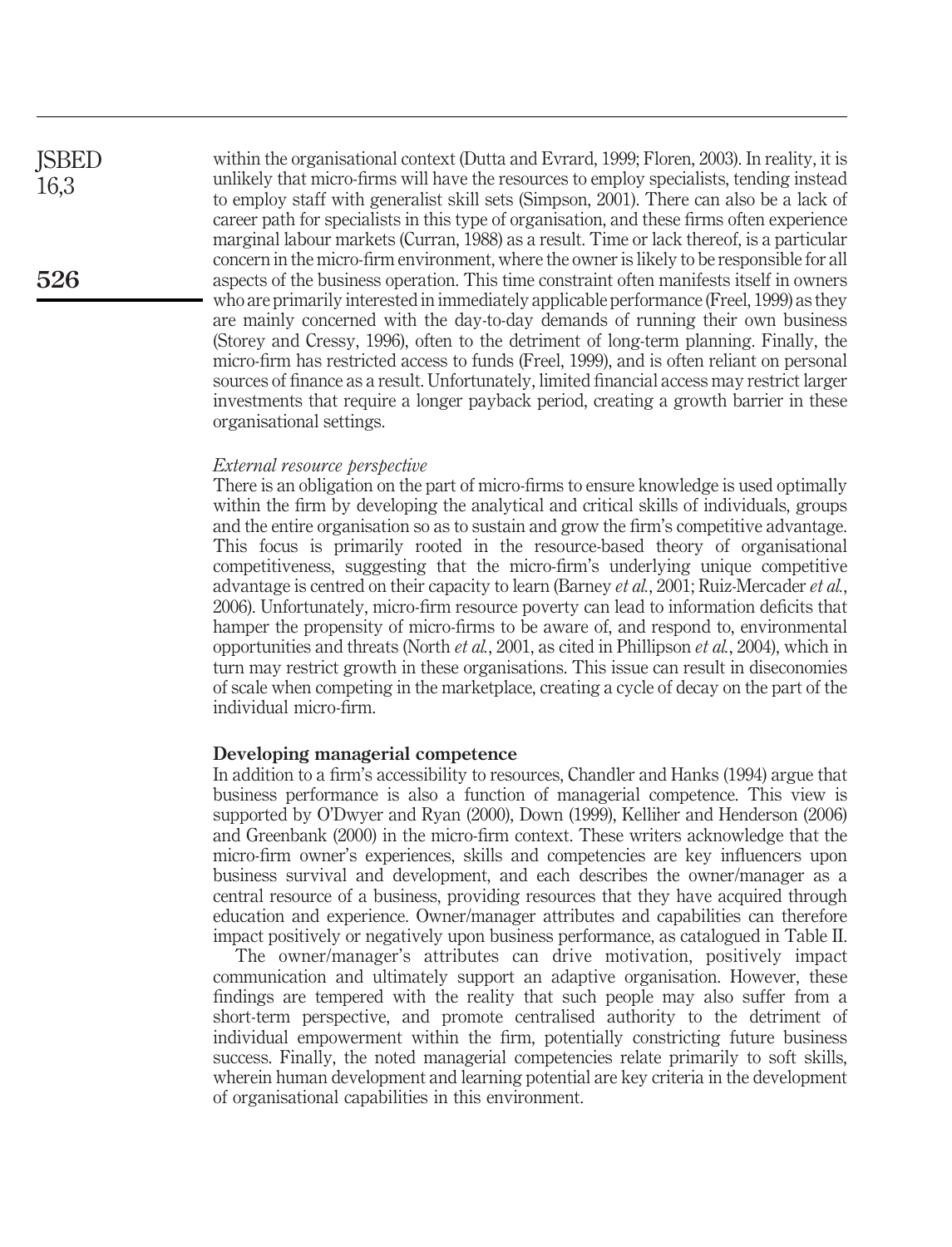within the organisational context (Dutta and Evrard, 1999; Floren, 2003). In reality, it is unlikely that micro-firms will have the resources to employ specialists, tending instead to employ staff with generalist skill sets (Simpson, 2001). There can also be a lack of career path for specialists in this type of organisation, and these firms often experience marginal labour markets (Curran, 1988) as a result. Time or lack thereof, is a particular concern in the micro-firm environment, where the owner is likely to be responsible for all aspects of the business operation. This time constraint often manifests itself in owners who are primarily interested in immediately applicable performance (Freel, 1999) as they are mainly concerned with the day-to-day demands of running their own business (Storey and Cressy, 1996), often to the detriment of long-term planning. Finally, the micro-firm has restricted access to funds (Freel, 1999), and is often reliant on personal sources of finance as a result. Unfortunately, limited financial access may restrict larger investments that require a longer payback period, creating a growth barrier in these organisational settings.

*External resource perspective*

There is an obligation on the part of micro-firms to ensure knowledge is used optimally within the firm by developing the analytical and critical skills of individuals, groups and the entire organisation so as to sustain and grow the firm's competitive advantage. This focus is primarily rooted in the resource-based theory of organisational competitiveness, suggesting that the micro-firm's underlying unique competitive advantage is centred on their capacity to learn (Barney *et al.*, 2001; Ruiz-Mercader *et al.*, 2006). Unfortunately, micro-firm resource poverty can lead to information deficits that hamper the propensity of micro-firms to be aware of, and respond to, environmental opportunities and threats (North *et al.*, 2001, as cited in Phillipson *et al.*, 2004), which in turn may restrict growth in these organisations. This issue can result in diseconomies of scale when competing in the marketplace, creating a cycle of decay on the part of the individual micro-firm.

## Developing managerial competence

In addition to a firm's accessibility to resources, Chandler and Hanks (1994) argue that business performance is also a function of managerial competence. This view is supported by O'Dwyer and Ryan (2000), Down (1999), Kelliher and Henderson (2006) and Greenbank (2000) in the micro-firm context. These writers acknowledge that the micro-firm owner's experiences, skills and competencies are key influencers upon business survival and development, and each describes the owner/manager as a central resource of a business, providing resources that they have acquired through education and experience. Owner/manager attributes and capabilities can therefore impact positively or negatively upon business performance, as catalogued in Table II.

The owner/manager's attributes can drive motivation, positively impact communication and ultimately support an adaptive organisation. However, these findings are tempered with the reality that such people may also suffer from a short-term perspective, and promote centralised authority to the detriment of individual empowerment within the firm, potentially constricting future business success. Finally, the noted managerial competencies relate primarily to soft skills, wherein human development and learning potential are key criteria in the development of organisational capabilities in this environment.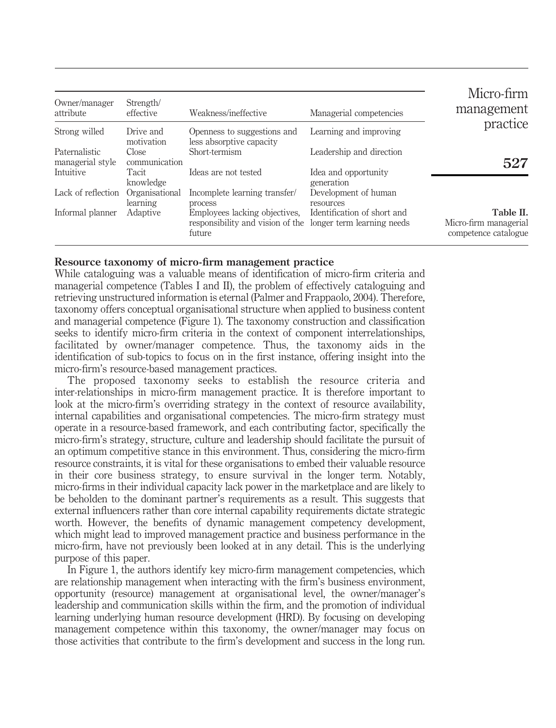Table II. Micro-firm managerial competence catalogue

| Owner/manager attribute | Strength/ effective | Weakness/ineffective | Managerial competencies |
|---|---|---|---|
| Strong willed | Drive and motivation | Openness to suggestions and less absorptive capacity | Learning and improving |
| Paternalistic managerial style | Close communication | Short-termism | Leadership and direction |
| Intuitive | Tacit knowledge | Ideas are not tested | Idea and opportunity generation |
| Lack of reflection | Organisational learning | Incomplete learning transfer/ process | Development of human resources |
| Informal planner | Adaptive | Employees lacking objectives, responsibility and vision of the future | Identification of short and longer term learning needs |

## Resource taxonomy of micro-firm management practice

While cataloguing was a valuable means of identification of micro-firm criteria and managerial competence (Tables I and II), the problem of effectively cataloguing and retrieving unstructured information is eternal (Palmer and Frappaolo, 2004). Therefore, taxonomy offers conceptual organisational structure when applied to business content and managerial competence (Figure 1). The taxonomy construction and classification seeks to identify micro-firm criteria in the context of component interrelationships, facilitated by owner/manager competence. Thus, the taxonomy aids in the identification of sub-topics to focus on in the first instance, offering insight into the micro-firm's resource-based management practices.

The proposed taxonomy seeks to establish the resource criteria and inter-relationships in micro-firm management practice. It is therefore important to look at the micro-firm's overriding strategy in the context of resource availability, internal capabilities and organisational competencies. The micro-firm strategy must operate in a resource-based framework, and each contributing factor, specifically the micro-firm's strategy, structure, culture and leadership should facilitate the pursuit of an optimum competitive stance in this environment. Thus, considering the micro-firm resource constraints, it is vital for these organisations to embed their valuable resource in their core business strategy, to ensure survival in the longer term. Notably, micro-firms in their individual capacity lack power in the marketplace and are likely to be beholden to the dominant partner's requirements as a result. This suggests that external influencers rather than core internal capability requirements dictate strategic worth. However, the benefits of dynamic management competency development, which might lead to improved management practice and business performance in the micro-firm, have not previously been looked at in any detail. This is the underlying purpose of this paper.

In Figure 1, the authors identify key micro-firm management competencies, which are relationship management when interacting with the firm's business environment, opportunity (resource) management at organisational level, the owner/manager's leadership and communication skills within the firm, and the promotion of individual learning underlying human resource development (HRD). By focusing on developing management competence within this taxonomy, the owner/manager may focus on those activities that contribute to the firm's development and success in the long run.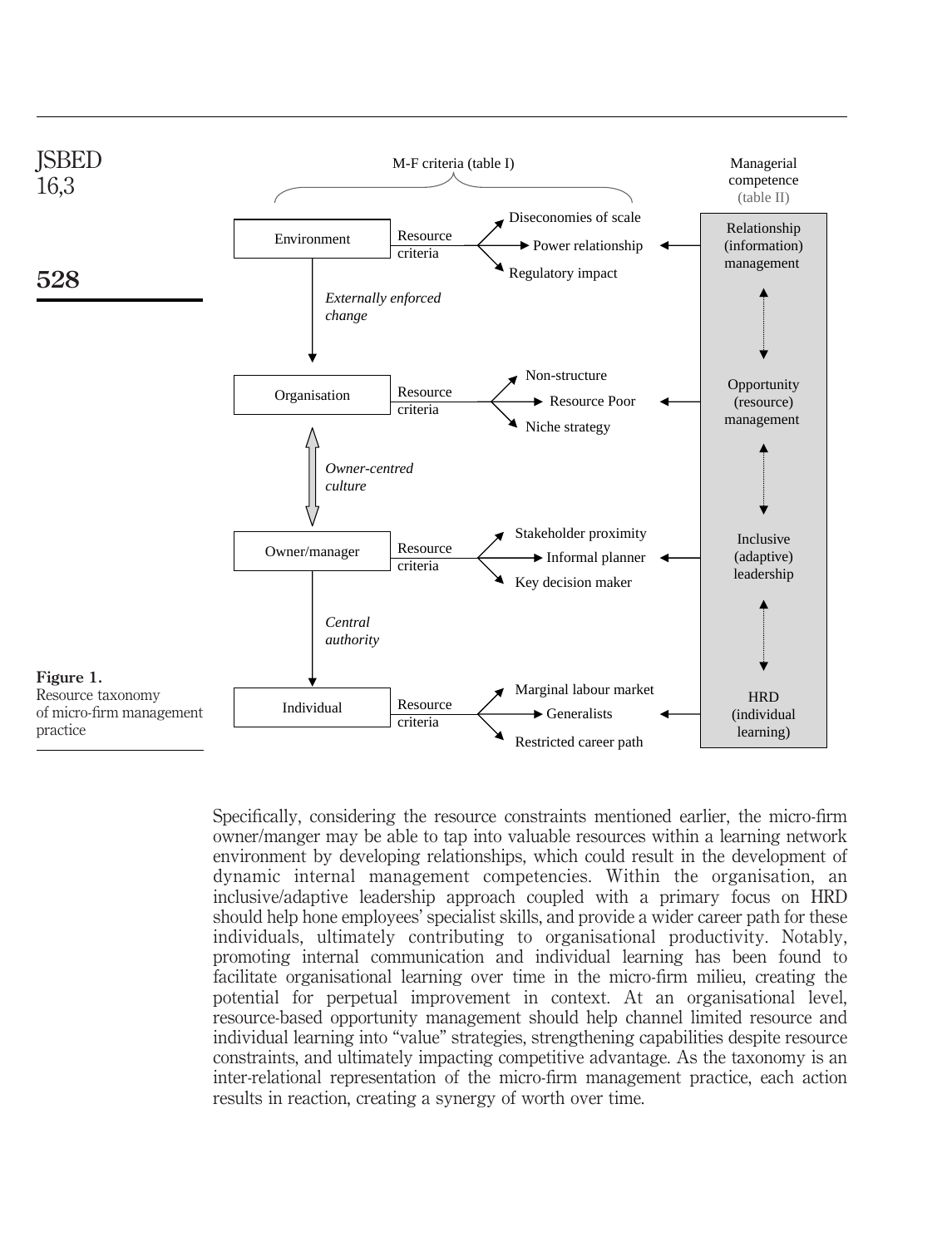Figure 1.
Resource taxonomy of micro-firm management practice

Specifically, considering the resource constraints mentioned earlier, the micro-firm owner/manger may be able to tap into valuable resources within a learning network environment by developing relationships, which could result in the development of dynamic internal management competencies. Within the organisation, an inclusive/adaptive leadership approach coupled with a primary focus on HRD should help hone employees' specialist skills, and provide a wider career path for these individuals, ultimately contributing to organisational productivity. Notably, promoting internal communication and individual learning has been found to facilitate organisational learning over time in the micro-firm milieu, creating the potential for perpetual improvement in context. At an organisational level, resource-based opportunity management should help channel limited resource and individual learning into "value" strategies, strengthening capabilities despite resource constraints, and ultimately impacting competitive advantage. As the taxonomy is an inter-relational representation of the micro-firm management practice, each action results in reaction, creating a synergy of worth over time.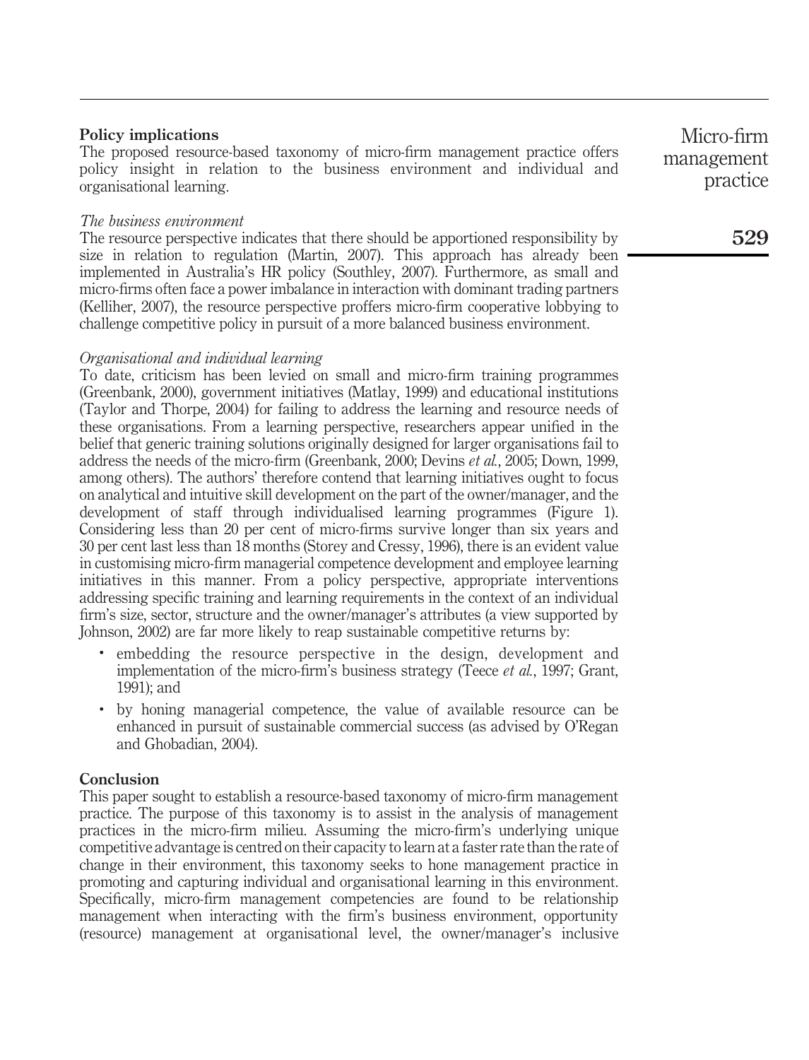## Policy implications

The proposed resource-based taxonomy of micro-firm management practice offers policy insight in relation to the business environment and individual and organisational learning.

### *The business environment*

The resource perspective indicates that there should be apportioned responsibility by size in relation to regulation (Martin, 2007). This approach has already been implemented in Australia's HR policy (Southley, 2007). Furthermore, as small and micro-firms often face a power imbalance in interaction with dominant trading partners (Kelliher, 2007), the resource perspective proffers micro-firm cooperative lobbying to challenge competitive policy in pursuit of a more balanced business environment.

### *Organisational and individual learning*

To date, criticism has been levied on small and micro-firm training programmes (Greenbank, 2000), government initiatives (Matlay, 1999) and educational institutions (Taylor and Thorpe, 2004) for failing to address the learning and resource needs of these organisations. From a learning perspective, researchers appear unified in the belief that generic training solutions originally designed for larger organisations fail to address the needs of the micro-firm (Greenbank, 2000; Devins *et al.*, 2005; Down, 1999, among others). The authors' therefore contend that learning initiatives ought to focus on analytical and intuitive skill development on the part of the owner/manager, and the development of staff through individualised learning programmes (Figure 1). Considering less than 20 per cent of micro-firms survive longer than six years and 30 per cent last less than 18 months (Storey and Cressy, 1996), there is an evident value in customising micro-firm managerial competence development and employee learning initiatives in this manner. From a policy perspective, appropriate interventions addressing specific training and learning requirements in the context of an individual firm's size, sector, structure and the owner/manager's attributes (a view supported by Johnson, 2002) are far more likely to reap sustainable competitive returns by:

- embedding the resource perspective in the design, development and implementation of the micro-firm's business strategy (Teece *et al.*, 1997; Grant, 1991); and
- by honing managerial competence, the value of available resource can be enhanced in pursuit of sustainable commercial success (as advised by O'Regan and Ghobadian, 2004).

## Conclusion

This paper sought to establish a resource-based taxonomy of micro-firm management practice. The purpose of this taxonomy is to assist in the analysis of management practices in the micro-firm milieu. Assuming the micro-firm's underlying unique competitive advantage is centred on their capacity to learn at a faster rate than the rate of change in their environment, this taxonomy seeks to hone management practice in promoting and capturing individual and organisational learning in this environment. Specifically, micro-firm management competencies are found to be relationship management when interacting with the firm's business environment, opportunity (resource) management at organisational level, the owner/manager's inclusive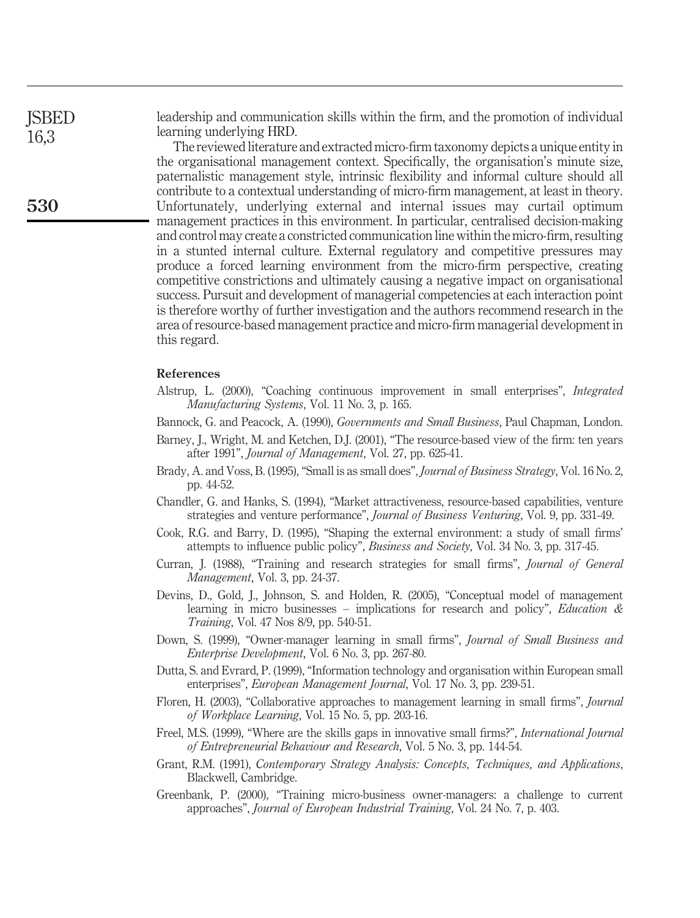leadership and communication skills within the firm, and the promotion of individual learning underlying HRD.

The reviewed literature and extracted micro-firm taxonomy depicts a unique entity in the organisational management context. Specifically, the organisation's minute size, paternalistic management style, intrinsic flexibility and informal culture should all contribute to a contextual understanding of micro-firm management, at least in theory. Unfortunately, underlying external and internal issues may curtail optimum management practices in this environment. In particular, centralised decision-making and control may create a constricted communication line within the micro-firm, resulting in a stunted internal culture. External regulatory and competitive pressures may produce a forced learning environment from the micro-firm perspective, creating competitive constrictions and ultimately causing a negative impact on organisational success. Pursuit and development of managerial competencies at each interaction point is therefore worthy of further investigation and the authors recommend research in the area of resource-based management practice and micro-firm managerial development in this regard.

## References

Alstrup, L. (2000), "Coaching continuous improvement in small enterprises", *Integrated Manufacturing Systems*, Vol. 11 No. 3, p. 165.

Bannock, G. and Peacock, A. (1990), *Governments and Small Business*, Paul Chapman, London.

Barney, J., Wright, M. and Ketchen, D.J. (2001), "The resource-based view of the firm: ten years after 1991", *Journal of Management*, Vol. 27, pp. 625-41.

Brady, A. and Voss, B. (1995), "Small is as small does", *Journal of Business Strategy*, Vol. 16 No. 2, pp. 44-52.

Chandler, G. and Hanks, S. (1994), "Market attractiveness, resource-based capabilities, venture strategies and venture performance", *Journal of Business Venturing*, Vol. 9, pp. 331-49.

Cook, R.G. and Barry, D. (1995), "Shaping the external environment: a study of small firms' attempts to influence public policy", *Business and Society*, Vol. 34 No. 3, pp. 317-45.

Curran, J. (1988), "Training and research strategies for small firms", *Journal of General Management*, Vol. 3, pp. 24-37.

Devins, D., Gold, J., Johnson, S. and Holden, R. (2005), "Conceptual model of management learning in micro businesses – implications for research and policy", *Education & Training*, Vol. 47 Nos 8/9, pp. 540-51.

Down, S. (1999), "Owner-manager learning in small firms", *Journal of Small Business and Enterprise Development*, Vol. 6 No. 3, pp. 267-80.

Dutta, S. and Evrard, P. (1999), "Information technology and organisation within European small enterprises", *European Management Journal*, Vol. 17 No. 3, pp. 239-51.

Floren, H. (2003), "Collaborative approaches to management learning in small firms", *Journal of Workplace Learning*, Vol. 15 No. 5, pp. 203-16.

Freel, M.S. (1999), "Where are the skills gaps in innovative small firms?", *International Journal of Entrepreneurial Behaviour and Research*, Vol. 5 No. 3, pp. 144-54.

Grant, R.M. (1991), *Contemporary Strategy Analysis: Concepts, Techniques, and Applications*, Blackwell, Cambridge.

Greenbank, P. (2000), "Training micro-business owner-managers: a challenge to current approaches", *Journal of European Industrial Training*, Vol. 24 No. 7, p. 403.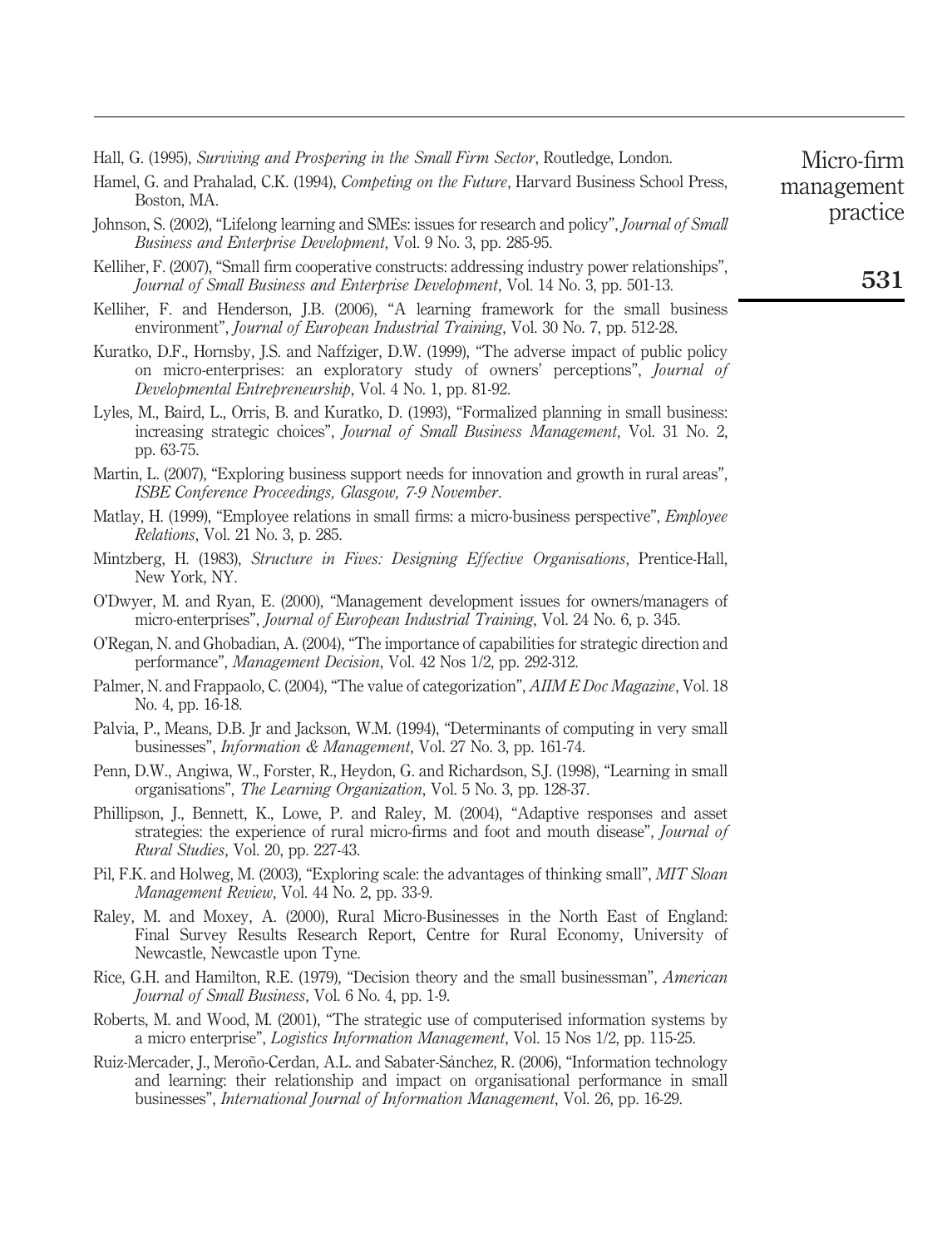Hall, G. (1995), *Surviving and Prospering in the Small Firm Sector*, Routledge, London.

Hamel, G. and Prahalad, C.K. (1994), *Competing on the Future*, Harvard Business School Press, Boston, MA.

Johnson, S. (2002), "Lifelong learning and SMEs: issues for research and policy", *Journal of Small Business and Enterprise Development*, Vol. 9 No. 3, pp. 285-95.

Kelliher, F. (2007), "Small firm cooperative constructs: addressing industry power relationships", *Journal of Small Business and Enterprise Development*, Vol. 14 No. 3, pp. 501-13.

Kelliher, F. and Henderson, J.B. (2006), "A learning framework for the small business environment", *Journal of European Industrial Training*, Vol. 30 No. 7, pp. 512-28.

Kuratko, D.F., Hornsby, J.S. and Naffziger, D.W. (1999), "The adverse impact of public policy on micro-enterprises: an exploratory study of owners' perceptions", *Journal of Developmental Entrepreneurship*, Vol. 4 No. 1, pp. 81-92.

Lyles, M., Baird, L., Orris, B. and Kuratko, D. (1993), "Formalized planning in small business: increasing strategic choices", *Journal of Small Business Management*, Vol. 31 No. 2, pp. 63-75.

Martin, L. (2007), "Exploring business support needs for innovation and growth in rural areas", *ISBE Conference Proceedings, Glasgow, 7-9 November*.

Matlay, H. (1999), "Employee relations in small firms: a micro-business perspective", *Employee Relations*, Vol. 21 No. 3, p. 285.

Mintzberg, H. (1983), *Structure in Fives: Designing Effective Organisations*, Prentice-Hall, New York, NY.

O'Dwyer, M. and Ryan, E. (2000), "Management development issues for owners/managers of micro-enterprises", *Journal of European Industrial Training*, Vol. 24 No. 6, p. 345.

O'Regan, N. and Ghobadian, A. (2004), "The importance of capabilities for strategic direction and performance", *Management Decision*, Vol. 42 Nos 1/2, pp. 292-312.

Palmer, N. and Frappaolo, C. (2004), "The value of categorization", *AIIM E Doc Magazine*, Vol. 18 No. 4, pp. 16-18.

Palvia, P., Means, D.B. Jr and Jackson, W.M. (1994), "Determinants of computing in very small businesses", *Information & Management*, Vol. 27 No. 3, pp. 161-74.

Penn, D.W., Angiwa, W., Forster, R., Heydon, G. and Richardson, S.J. (1998), "Learning in small organisations", *The Learning Organization*, Vol. 5 No. 3, pp. 128-37.

Phillipson, J., Bennett, K., Lowe, P. and Raley, M. (2004), "Adaptive responses and asset strategies: the experience of rural micro-firms and foot and mouth disease", *Journal of Rural Studies*, Vol. 20, pp. 227-43.

Pil, F.K. and Holweg, M. (2003), "Exploring scale: the advantages of thinking small", *MIT Sloan Management Review*, Vol. 44 No. 2, pp. 33-9.

Raley, M. and Moxey, A. (2000), Rural Micro-Businesses in the North East of England: Final Survey Results Research Report, Centre for Rural Economy, University of Newcastle, Newcastle upon Tyne.

Rice, G.H. and Hamilton, R.E. (1979), "Decision theory and the small businessman", *American Journal of Small Business*, Vol. 6 No. 4, pp. 1-9.

Roberts, M. and Wood, M. (2001), "The strategic use of computerised information systems by a micro enterprise", *Logistics Information Management*, Vol. 15 Nos 1/2, pp. 115-25.

Ruiz-Mercader, J., Meroño-Cerdan, A.L. and Sabater-Sánchez, R. (2006), "Information technology and learning: their relationship and impact on organisational performance in small businesses", *International Journal of Information Management*, Vol. 26, pp. 16-29.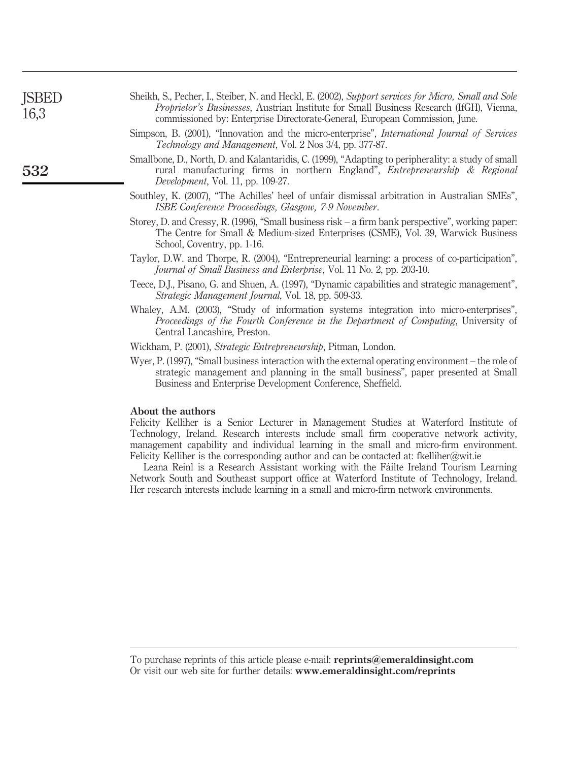Sheikh, S., Pecher, I., Steiber, N. and Heckl, E. (2002), *Support services for Micro, Small and Sole Proprietor's Businesses*, Austrian Institute for Small Business Research (IfGH), Vienna, commissioned by: Enterprise Directorate-General, European Commission, June.

Simpson, B. (2001), "Innovation and the micro-enterprise", *International Journal of Services Technology and Management*, Vol. 2 Nos 3/4, pp. 377-87.

Smallbone, D., North, D. and Kalantaridis, C. (1999), "Adapting to peripherality: a study of small rural manufacturing firms in northern England", *Entrepreneurship & Regional Development*, Vol. 11, pp. 109-27.

Southley, K. (2007), "The Achilles' heel of unfair dismissal arbitration in Australian SMEs", *ISBE Conference Proceedings, Glasgow, 7-9 November*.

Storey, D. and Cressy, R. (1996), "Small business risk – a firm bank perspective", working paper: The Centre for Small & Medium-sized Enterprises (CSME), Vol. 39, Warwick Business School, Coventry, pp. 1-16.

Taylor, D.W. and Thorpe, R. (2004), "Entrepreneurial learning: a process of co-participation", *Journal of Small Business and Enterprise*, Vol. 11 No. 2, pp. 203-10.

Teece, D.J., Pisano, G. and Shuen, A. (1997), "Dynamic capabilities and strategic management", *Strategic Management Journal*, Vol. 18, pp. 509-33.

Whaley, A.M. (2003), "Study of information systems integration into micro-enterprises", *Proceedings of the Fourth Conference in the Department of Computing*, University of Central Lancashire, Preston.

Wickham, P. (2001), *Strategic Entrepreneurship*, Pitman, London.

Wyer, P. (1997), "Small business interaction with the external operating environment – the role of strategic management and planning in the small business", paper presented at Small Business and Enterprise Development Conference, Sheffield.

## About the authors

Felicity Kelliher is a Senior Lecturer in Management Studies at Waterford Institute of Technology, Ireland. Research interests include small firm cooperative network activity, management capability and individual learning in the small and micro-firm environment. Felicity Kelliher is the corresponding author and can be contacted at: fkelliher@wit.ie

Leana Reinl is a Research Assistant working with the Fáilte Ireland Tourism Learning Network South and Southeast support office at Waterford Institute of Technology, Ireland. Her research interests include learning in a small and micro-firm network environments.

To purchase reprints of this article please e-mail: **reprints@emeraldinsight.com**
Or visit our web site for further details: **www.emeraldinsight.com/reprints**